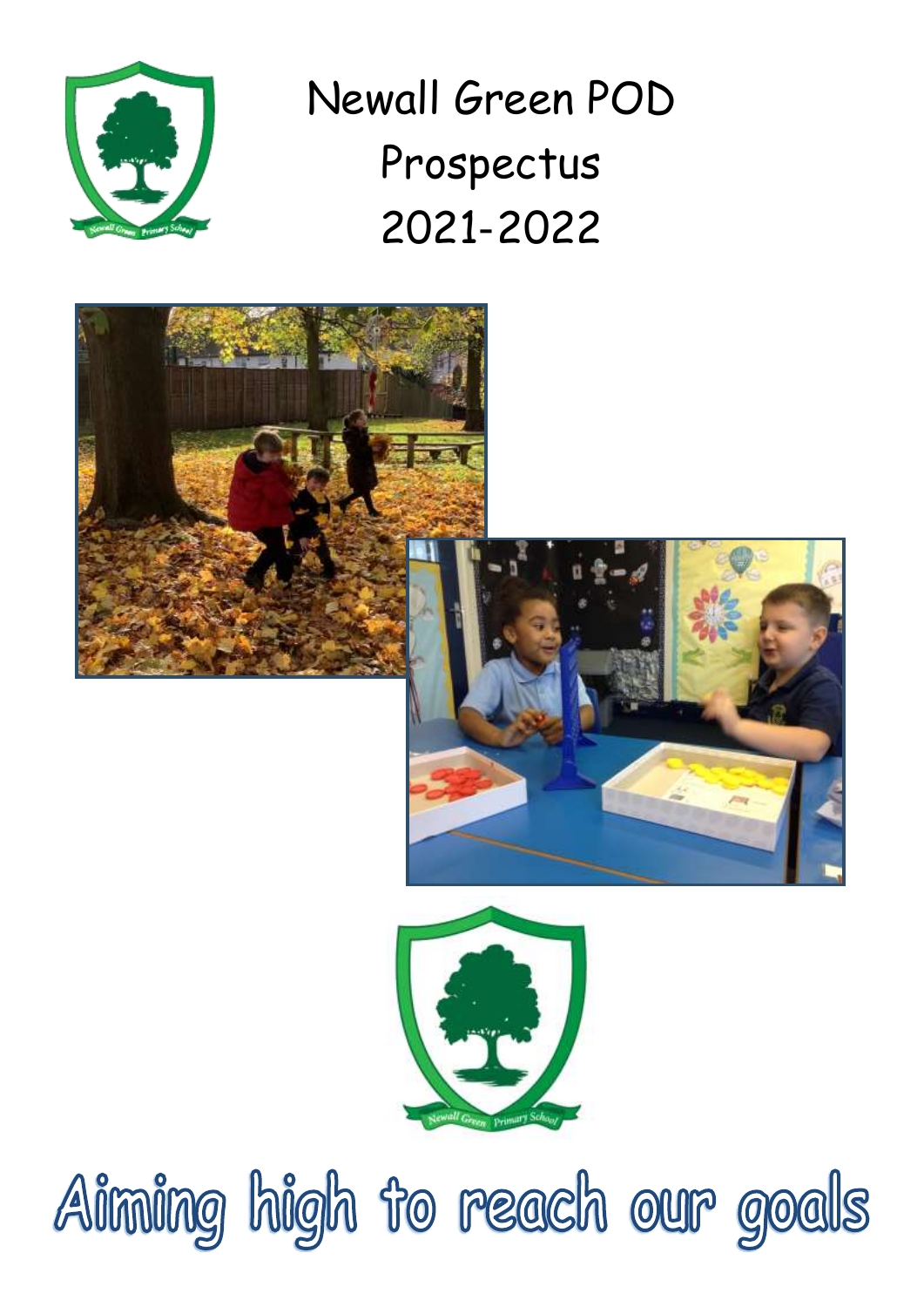# Newall Green POD
# Prospectus
# 2021-2022

Aiming high to reach our goals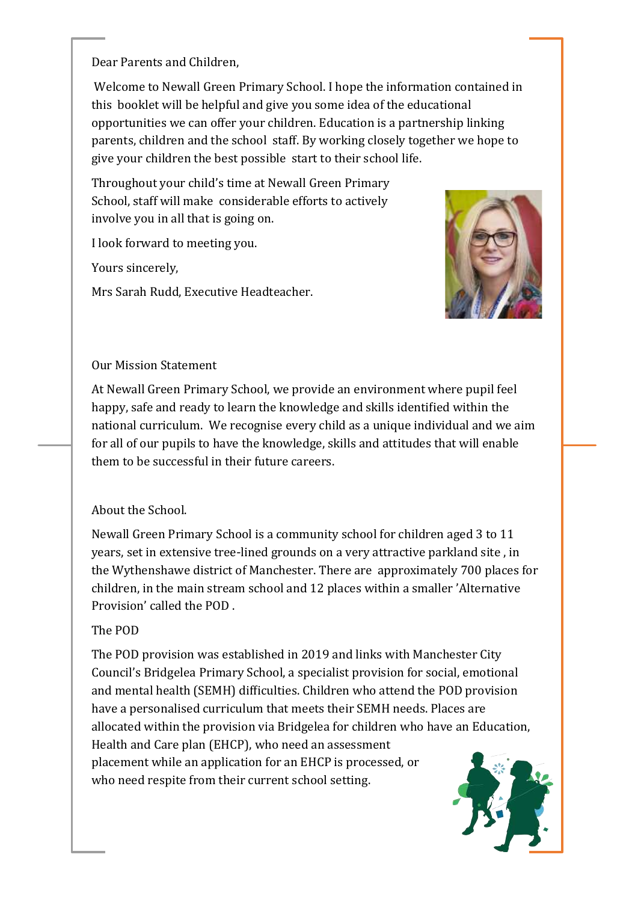Dear Parents and Children,

Welcome to Newall Green Primary School. I hope the information contained in this booklet will be helpful and give you some idea of the educational opportunities we can offer your children. Education is a partnership linking parents, children and the school staff. By working closely together we hope to give your children the best possible start to their school life.

Throughout your child's time at Newall Green Primary School, staff will make considerable efforts to actively involve you in all that is going on.

I look forward to meeting you.

Yours sincerely,

Mrs Sarah Rudd, Executive Headteacher.

## Our Mission Statement

At Newall Green Primary School, we provide an environment where pupil feel happy, safe and ready to learn the knowledge and skills identified within the national curriculum. We recognise every child as a unique individual and we aim for all of our pupils to have the knowledge, skills and attitudes that will enable them to be successful in their future careers.

## About the School.

Newall Green Primary School is a community school for children aged 3 to 11 years, set in extensive tree-lined grounds on a very attractive parkland site , in the Wythenshawe district of Manchester. There are approximately 700 places for children, in the main stream school and 12 places within a smaller 'Alternative Provision' called the POD .

## The POD

The POD provision was established in 2019 and links with Manchester City Council's Bridgelea Primary School, a specialist provision for social, emotional and mental health (SEMH) difficulties. Children who attend the POD provision have a personalised curriculum that meets their SEMH needs. Places are allocated within the provision via Bridgelea for children who have an Education, Health and Care plan (EHCP), who need an assessment placement while an application for an EHCP is processed, or who need respite from their current school setting.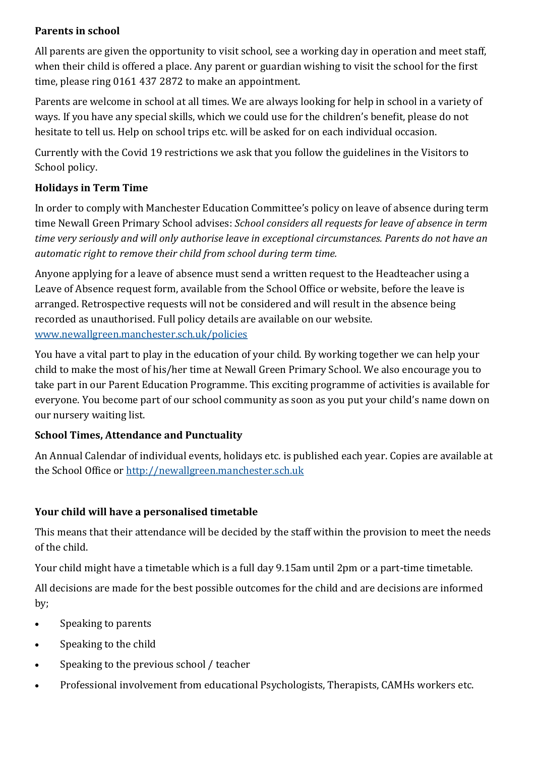**Parents in school**

All parents are given the opportunity to visit school, see a working day in operation and meet staff, when their child is offered a place. Any parent or guardian wishing to visit the school for the first time, please ring 0161 437 2872 to make an appointment.

Parents are welcome in school at all times. We are always looking for help in school in a variety of ways. If you have any special skills, which we could use for the children's benefit, please do not hesitate to tell us. Help on school trips etc. will be asked for on each individual occasion.

Currently with the Covid 19 restrictions we ask that you follow the guidelines in the Visitors to School policy.

**Holidays in Term Time**

In order to comply with Manchester Education Committee's policy on leave of absence during term time Newall Green Primary School advises: *School considers all requests for leave of absence in term time very seriously and will only authorise leave in exceptional circumstances. Parents do not have an automatic right to remove their child from school during term time.*

Anyone applying for a leave of absence must send a written request to the Headteacher using a Leave of Absence request form, available from the School Office or website, before the leave is arranged. Retrospective requests will not be considered and will result in the absence being recorded as unauthorised. Full policy details are available on our website. [www.newallgreen.manchester.sch.uk/policies](www.newallgreen.manchester.sch.uk/policies)

You have a vital part to play in the education of your child. By working together we can help your child to make the most of his/her time at Newall Green Primary School. We also encourage you to take part in our Parent Education Programme. This exciting programme of activities is available for everyone. You become part of our school community as soon as you put your child's name down on our nursery waiting list.

**School Times, Attendance and Punctuality**

An Annual Calendar of individual events, holidays etc. is published each year. Copies are available at the School Office or [http://newallgreen.manchester.sch.uk](http://newallgreen.manchester.sch.uk)

**Your child will have a personalised timetable**

This means that their attendance will be decided by the staff within the provision to meet the needs of the child.

Your child might have a timetable which is a full day 9.15am until 2pm or a part-time timetable.

All decisions are made for the best possible outcomes for the child and are decisions are informed by;

- Speaking to parents
- Speaking to the child
- Speaking to the previous school / teacher
- Professional involvement from educational Psychologists, Therapists, CAMHs workers etc.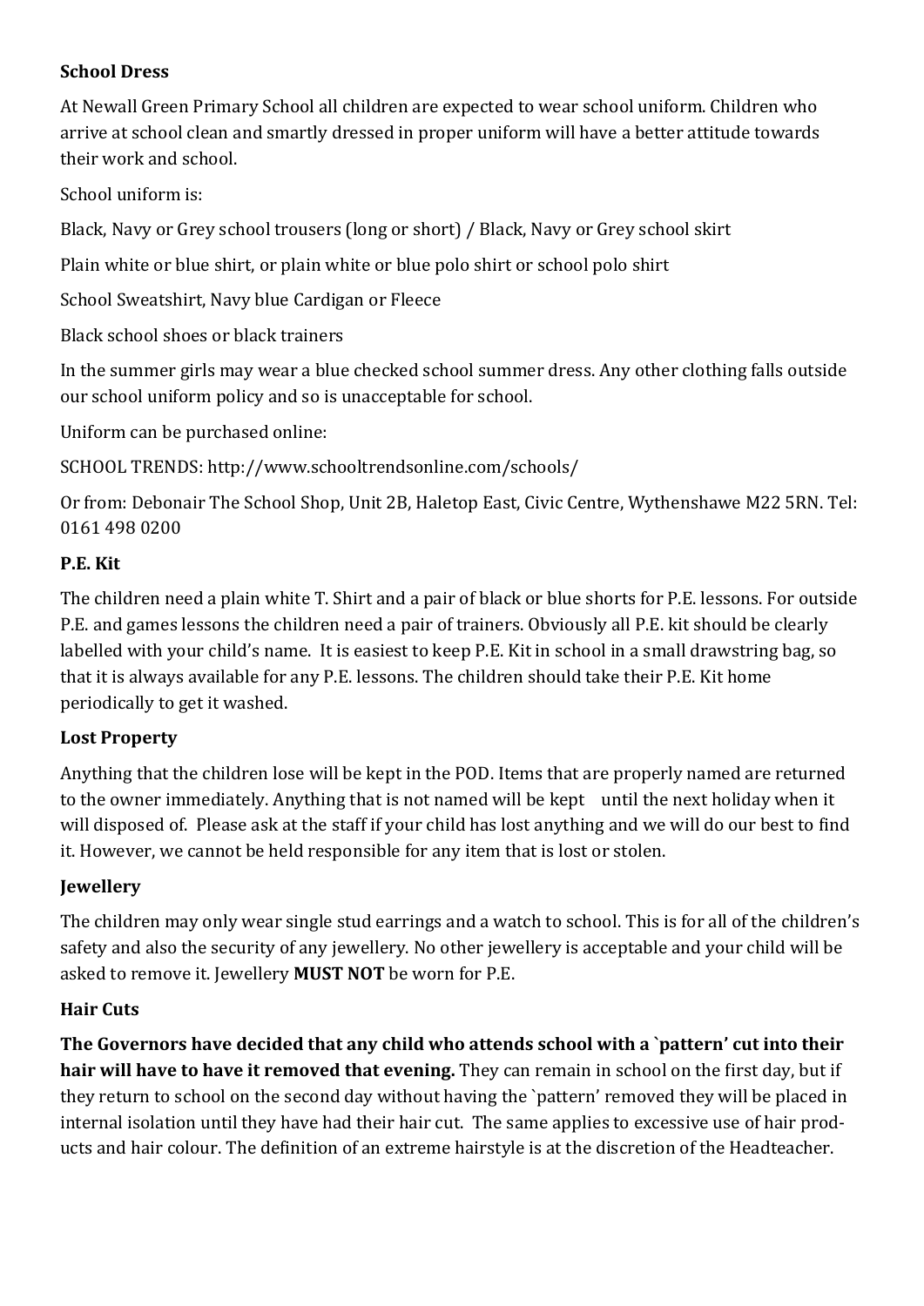**School Dress**

At Newall Green Primary School all children are expected to wear school uniform. Children who arrive at school clean and smartly dressed in proper uniform will have a better attitude towards their work and school.

School uniform is:

Black, Navy or Grey school trousers (long or short) / Black, Navy or Grey school skirt

Plain white or blue shirt, or plain white or blue polo shirt or school polo shirt

School Sweatshirt, Navy blue Cardigan or Fleece

Black school shoes or black trainers

In the summer girls may wear a blue checked school summer dress. Any other clothing falls outside our school uniform policy and so is unacceptable for school.

Uniform can be purchased online:

SCHOOL TRENDS: http://www.schooltrendsonline.com/schools/

Or from: Debonair The School Shop, Unit 2B, Haletop East, Civic Centre, Wythenshawe M22 5RN. Tel: 0161 498 0200

**P.E. Kit**

The children need a plain white T. Shirt and a pair of black or blue shorts for P.E. lessons. For outside P.E. and games lessons the children need a pair of trainers. Obviously all P.E. kit should be clearly labelled with your child's name. It is easiest to keep P.E. Kit in school in a small drawstring bag, so that it is always available for any P.E. lessons. The children should take their P.E. Kit home periodically to get it washed.

**Lost Property**

Anything that the children lose will be kept in the POD. Items that are properly named are returned to the owner immediately. Anything that is not named will be kept until the next holiday when it will disposed of. Please ask at the staff if your child has lost anything and we will do our best to find it. However, we cannot be held responsible for any item that is lost or stolen.

**Jewellery**

The children may only wear single stud earrings and a watch to school. This is for all of the children's safety and also the security of any jewellery. No other jewellery is acceptable and your child will be asked to remove it. Jewellery **MUST NOT** be worn for P.E.

**Hair Cuts**

**The Governors have decided that any child who attends school with a `pattern' cut into their hair will have to have it removed that evening.** They can remain in school on the first day, but if they return to school on the second day without having the `pattern' removed they will be placed in internal isolation until they have had their hair cut. The same applies to excessive use of hair products and hair colour. The definition of an extreme hairstyle is at the discretion of the Headteacher.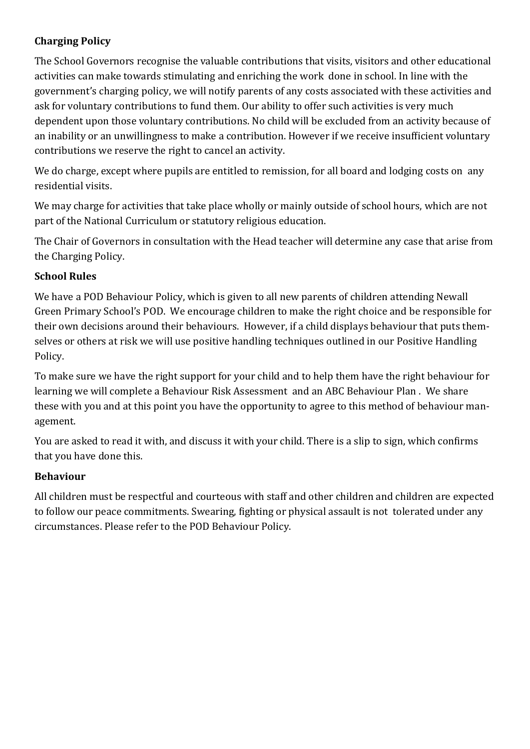## Charging Policy

The School Governors recognise the valuable contributions that visits, visitors and other educational activities can make towards stimulating and enriching the work done in school. In line with the government's charging policy, we will notify parents of any costs associated with these activities and ask for voluntary contributions to fund them. Our ability to offer such activities is very much dependent upon those voluntary contributions. No child will be excluded from an activity because of an inability or an unwillingness to make a contribution. However if we receive insufficient voluntary contributions we reserve the right to cancel an activity.

We do charge, except where pupils are entitled to remission, for all board and lodging costs on any residential visits.

We may charge for activities that take place wholly or mainly outside of school hours, which are not part of the National Curriculum or statutory religious education.

The Chair of Governors in consultation with the Head teacher will determine any case that arise from the Charging Policy.

## School Rules

We have a POD Behaviour Policy, which is given to all new parents of children attending Newall Green Primary School's POD. We encourage children to make the right choice and be responsible for their own decisions around their behaviours. However, if a child displays behaviour that puts themselves or others at risk we will use positive handling techniques outlined in our Positive Handling Policy.

To make sure we have the right support for your child and to help them have the right behaviour for learning we will complete a Behaviour Risk Assessment and an ABC Behaviour Plan . We share these with you and at this point you have the opportunity to agree to this method of behaviour management.

You are asked to read it with, and discuss it with your child. There is a slip to sign, which confirms that you have done this.

## Behaviour

All children must be respectful and courteous with staff and other children and children are expected to follow our peace commitments. Swearing, fighting or physical assault is not tolerated under any circumstances. Please refer to the POD Behaviour Policy.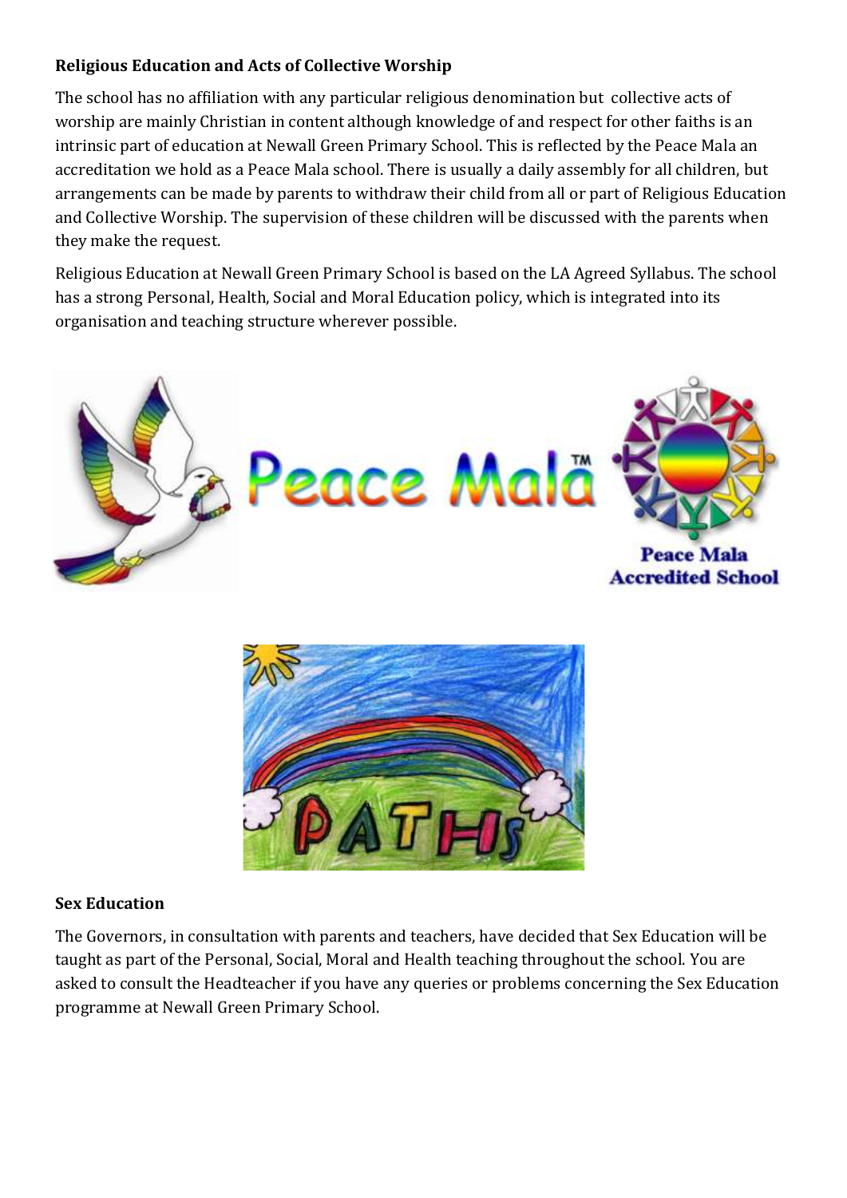**Religious Education and Acts of Collective Worship**

The school has no affiliation with any particular religious denomination but collective acts of worship are mainly Christian in content although knowledge of and respect for other faiths is an intrinsic part of education at Newall Green Primary School. This is reflected by the Peace Mala an accreditation we hold as a Peace Mala school. There is usually a daily assembly for all children, but arrangements can be made by parents to withdraw their child from all or part of Religious Education and Collective Worship. The supervision of these children will be discussed with the parents when they make the request.

Religious Education at Newall Green Primary School is based on the LA Agreed Syllabus. The school has a strong Personal, Health, Social and Moral Education policy, which is integrated into its organisation and teaching structure wherever possible.

**Sex Education**

The Governors, in consultation with parents and teachers, have decided that Sex Education will be taught as part of the Personal, Social, Moral and Health teaching throughout the school. You are asked to consult the Headteacher if you have any queries or problems concerning the Sex Education programme at Newall Green Primary School.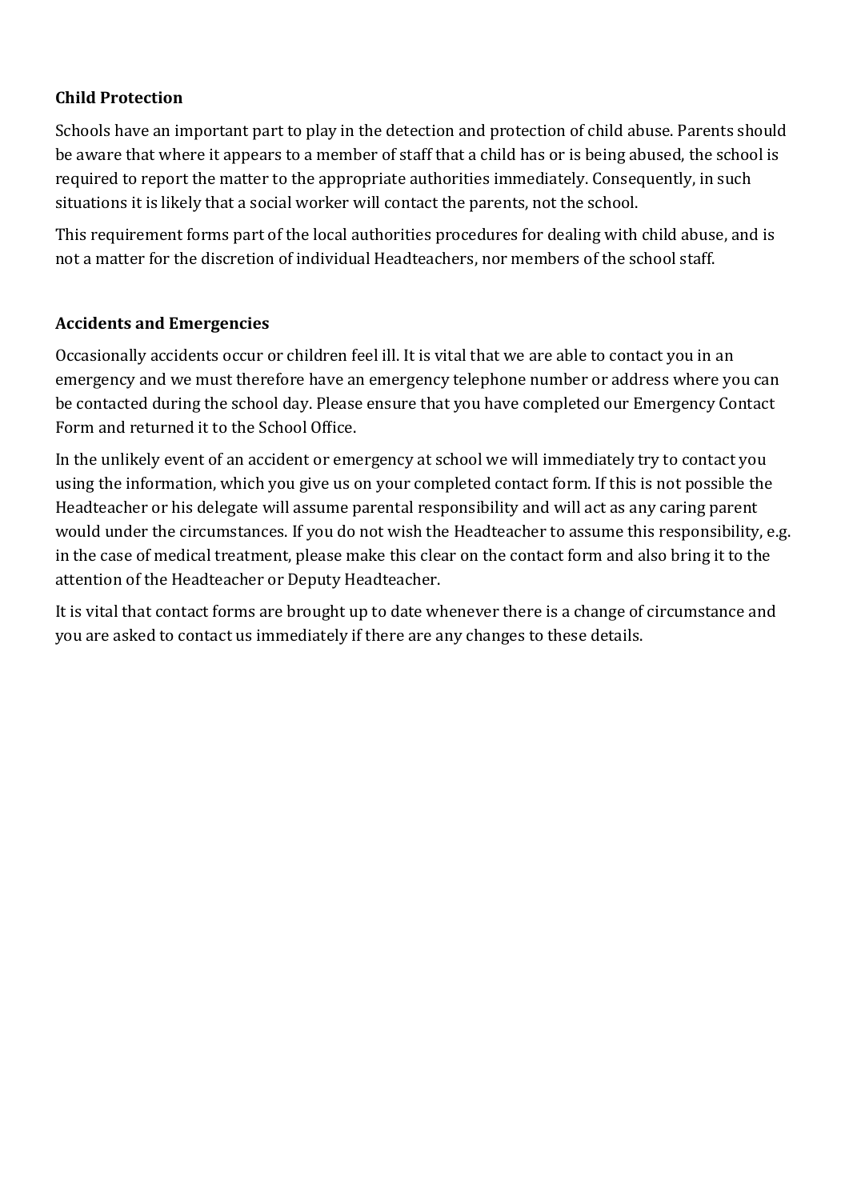**Child Protection**

Schools have an important part to play in the detection and protection of child abuse. Parents should be aware that where it appears to a member of staff that a child has or is being abused, the school is required to report the matter to the appropriate authorities immediately. Consequently, in such situations it is likely that a social worker will contact the parents, not the school.

This requirement forms part of the local authorities procedures for dealing with child abuse, and is not a matter for the discretion of individual Headteachers, nor members of the school staff.

**Accidents and Emergencies**

Occasionally accidents occur or children feel ill. It is vital that we are able to contact you in an emergency and we must therefore have an emergency telephone number or address where you can be contacted during the school day. Please ensure that you have completed our Emergency Contact Form and returned it to the School Office.

In the unlikely event of an accident or emergency at school we will immediately try to contact you using the information, which you give us on your completed contact form. If this is not possible the Headteacher or his delegate will assume parental responsibility and will act as any caring parent would under the circumstances. If you do not wish the Headteacher to assume this responsibility, e.g. in the case of medical treatment, please make this clear on the contact form and also bring it to the attention of the Headteacher or Deputy Headteacher.

It is vital that contact forms are brought up to date whenever there is a change of circumstance and you are asked to contact us immediately if there are any changes to these details.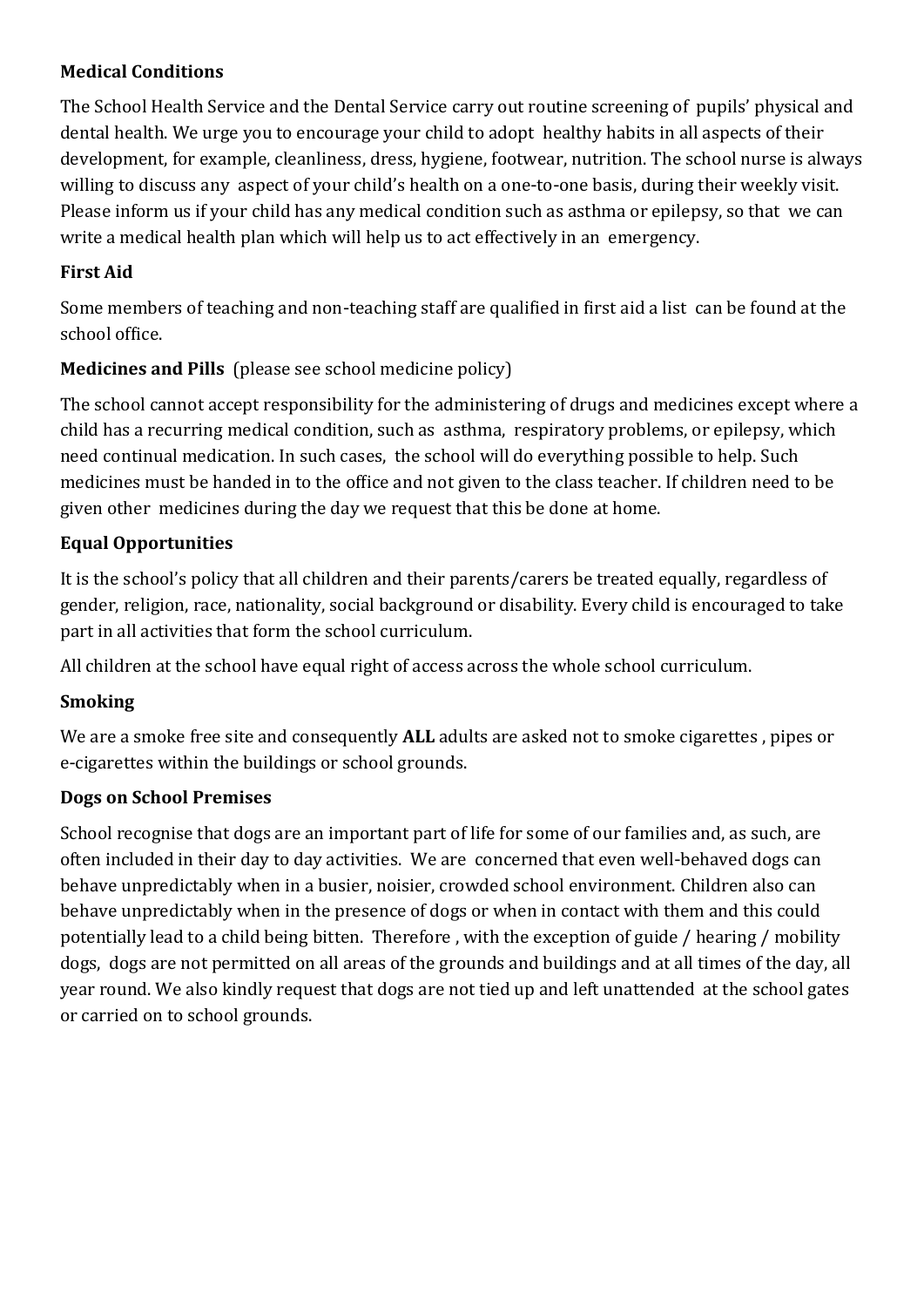**Medical Conditions**

The School Health Service and the Dental Service carry out routine screening of pupils' physical and dental health. We urge you to encourage your child to adopt healthy habits in all aspects of their development, for example, cleanliness, dress, hygiene, footwear, nutrition. The school nurse is always willing to discuss any aspect of your child's health on a one-to-one basis, during their weekly visit. Please inform us if your child has any medical condition such as asthma or epilepsy, so that we can write a medical health plan which will help us to act effectively in an emergency.

**First Aid**

Some members of teaching and non-teaching staff are qualified in first aid a list can be found at the school office.

**Medicines and Pills** (please see school medicine policy)

The school cannot accept responsibility for the administering of drugs and medicines except where a child has a recurring medical condition, such as asthma, respiratory problems, or epilepsy, which need continual medication. In such cases, the school will do everything possible to help. Such medicines must be handed in to the office and not given to the class teacher. If children need to be given other medicines during the day we request that this be done at home.

**Equal Opportunities**

It is the school's policy that all children and their parents/carers be treated equally, regardless of gender, religion, race, nationality, social background or disability. Every child is encouraged to take part in all activities that form the school curriculum.

All children at the school have equal right of access across the whole school curriculum.

**Smoking**

We are a smoke free site and consequently **ALL** adults are asked not to smoke cigarettes , pipes or e-cigarettes within the buildings or school grounds.

**Dogs on School Premises**

School recognise that dogs are an important part of life for some of our families and, as such, are often included in their day to day activities. We are concerned that even well-behaved dogs can behave unpredictably when in a busier, noisier, crowded school environment. Children also can behave unpredictably when in the presence of dogs or when in contact with them and this could potentially lead to a child being bitten. Therefore , with the exception of guide / hearing / mobility dogs, dogs are not permitted on all areas of the grounds and buildings and at all times of the day, all year round. We also kindly request that dogs are not tied up and left unattended at the school gates or carried on to school grounds.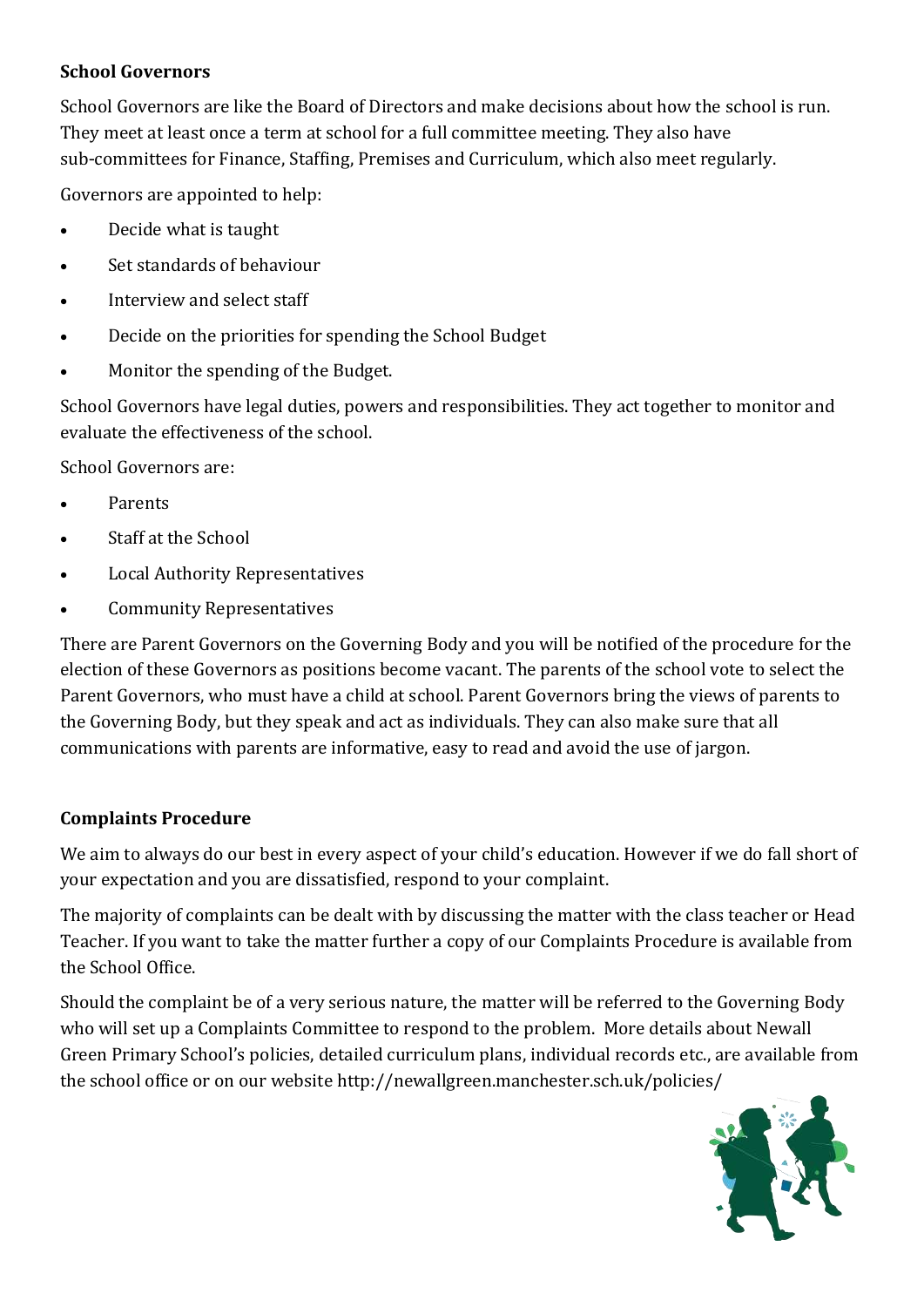### School Governors

School Governors are like the Board of Directors and make decisions about how the school is run. They meet at least once a term at school for a full committee meeting. They also have sub-committees for Finance, Staffing, Premises and Curriculum, which also meet regularly.

Governors are appointed to help:

- Decide what is taught
- Set standards of behaviour
- Interview and select staff
- Decide on the priorities for spending the School Budget
- Monitor the spending of the Budget.

School Governors have legal duties, powers and responsibilities. They act together to monitor and evaluate the effectiveness of the school.

School Governors are:

- Parents
- Staff at the School
- Local Authority Representatives
- Community Representatives

There are Parent Governors on the Governing Body and you will be notified of the procedure for the election of these Governors as positions become vacant. The parents of the school vote to select the Parent Governors, who must have a child at school. Parent Governors bring the views of parents to the Governing Body, but they speak and act as individuals. They can also make sure that all communications with parents are informative, easy to read and avoid the use of jargon.

### Complaints Procedure

We aim to always do our best in every aspect of your child's education. However if we do fall short of your expectation and you are dissatisfied, respond to your complaint.

The majority of complaints can be dealt with by discussing the matter with the class teacher or Head Teacher. If you want to take the matter further a copy of our Complaints Procedure is available from the School Office.

Should the complaint be of a very serious nature, the matter will be referred to the Governing Body who will set up a Complaints Committee to respond to the problem. More details about Newall Green Primary School's policies, detailed curriculum plans, individual records etc., are available from the school office or on our website http://newallgreen.manchester.sch.uk/policies/